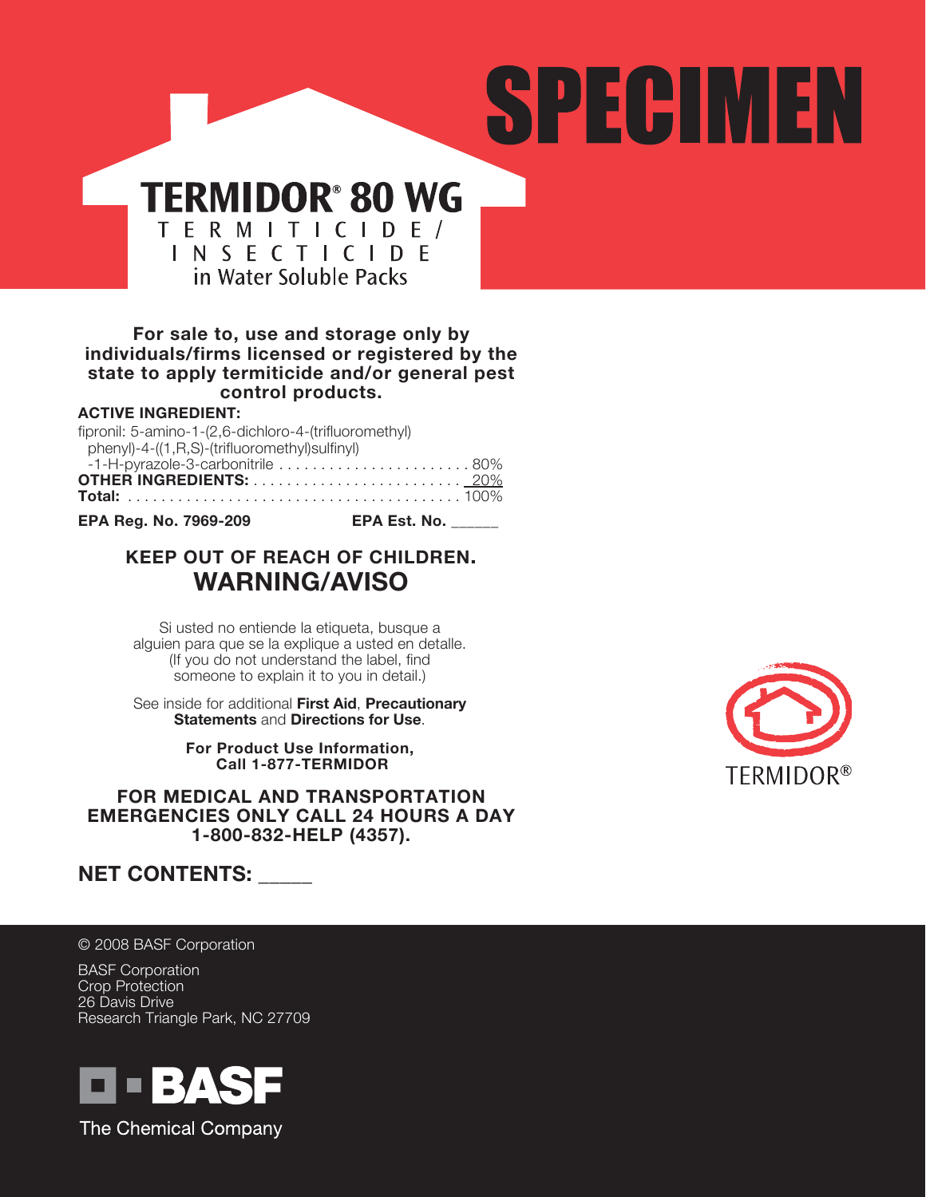# SPECIMEN

# TERMIDOR® 80 WG

## TERMITICIDE/INSECTICIDE

in Water Soluble Packs

**For sale to, use and storage only by individuals/firms licensed or registered by the state to apply termiticide and/or general pest control products.**

**ACTIVE INGREDIENT:**

| | |
|---|---|
| fipronil: 5-amino-1-(2,6-dichloro-4-(trifluoromethyl)phenyl)-4-((1,R,S)-(trifluoromethyl)sulfinyl)-1-H-pyrazole-3-carbonitrile | 80% |
| **OTHER INGREDIENTS:** | 20% |
| **Total:** | 100% |

**EPA Reg. No. 7969-209** **EPA Est. No. ______**

**KEEP OUT OF REACH OF CHILDREN.**

## WARNING/AVISO

Si usted no entiende la etiqueta, busque a alguien para que se la explique a usted en detalle. (If you do not understand the label, find someone to explain it to you in detail.)

See inside for additional **First Aid**, **Precautionary Statements** and **Directions for Use**.

**For Product Use Information, Call 1-877-TERMIDOR**

**FOR MEDICAL AND TRANSPORTATION EMERGENCIES ONLY CALL 24 HOURS A DAY 1-800-832-HELP (4357).**

**NET CONTENTS: _____**

TERMIDOR®

© 2008 BASF Corporation

BASF Corporation
Crop Protection
26 Davis Drive
Research Triangle Park, NC 27709

BASF
The Chemical Company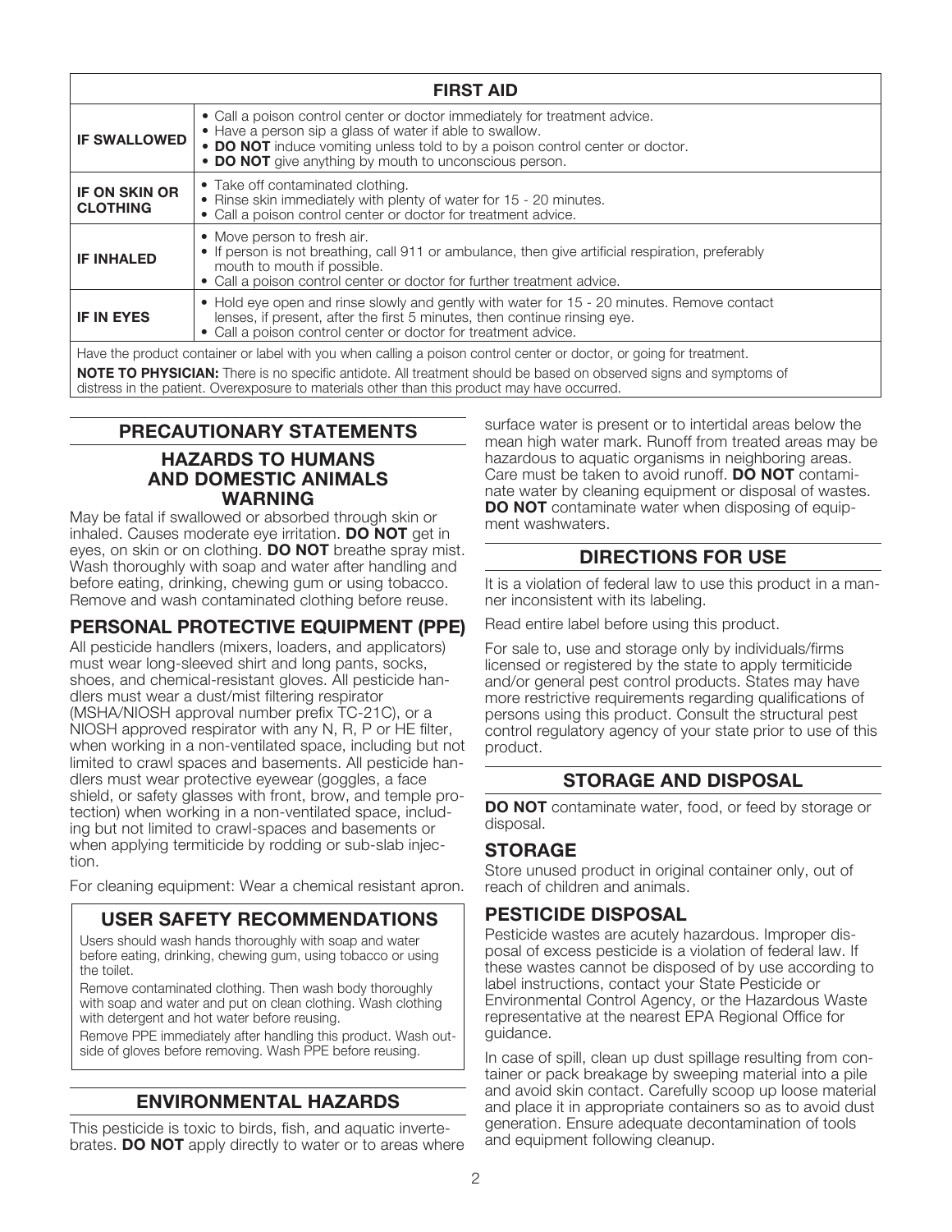| FIRST AID | |
|---|---|
| **IF SWALLOWED** | • Call a poison control center or doctor immediately for treatment advice.<br>• Have a person sip a glass of water if able to swallow.<br>• **DO NOT** induce vomiting unless told to by a poison control center or doctor.<br>• **DO NOT** give anything by mouth to unconscious person. |
| **IF ON SKIN OR CLOTHING** | • Take off contaminated clothing.<br>• Rinse skin immediately with plenty of water for 15 - 20 minutes.<br>• Call a poison control center or doctor for treatment advice. |
| **IF INHALED** | • Move person to fresh air.<br>• If person is not breathing, call 911 or ambulance, then give artificial respiration, preferably mouth to mouth if possible.<br>• Call a poison control center or doctor for further treatment advice. |
| **IF IN EYES** | • Hold eye open and rinse slowly and gently with water for 15 - 20 minutes. Remove contact lenses, if present, after the first 5 minutes, then continue rinsing eye.<br>• Call a poison control center or doctor for treatment advice. |
| Have the product container or label with you when calling a poison control center or doctor, or going for treatment.<br>**NOTE TO PHYSICIAN:** There is no specific antidote. All treatment should be based on observed signs and symptoms of distress in the patient. Overexposure to materials other than this product may have occurred. | |

## PRECAUTIONARY STATEMENTS

### HAZARDS TO HUMANS AND DOMESTIC ANIMALS

### WARNING

May be fatal if swallowed or absorbed through skin or inhaled. Causes moderate eye irritation. **DO NOT** get in eyes, on skin or on clothing. **DO NOT** breathe spray mist. Wash thoroughly with soap and water after handling and before eating, drinking, chewing gum or using tobacco. Remove and wash contaminated clothing before reuse.

## PERSONAL PROTECTIVE EQUIPMENT (PPE)

All pesticide handlers (mixers, loaders, and applicators) must wear long-sleeved shirt and long pants, socks, shoes, and chemical-resistant gloves. All pesticide handlers must wear a dust/mist filtering respirator (MSHA/NIOSH approval number prefix TC-21C), or a NIOSH approved respirator with any N, R, P or HE filter, when working in a non-ventilated space, including but not limited to crawl spaces and basements. All pesticide handlers must wear protective eyewear (goggles, a face shield, or safety glasses with front, brow, and temple protection) when working in a non-ventilated space, including but not limited to crawl-spaces and basements or when applying termiticide by rodding or sub-slab injection.

For cleaning equipment: Wear a chemical resistant apron.

## USER SAFETY RECOMMENDATIONS

Users should wash hands thoroughly with soap and water before eating, drinking, chewing gum, using tobacco or using the toilet.

Remove contaminated clothing. Then wash body thoroughly with soap and water and put on clean clothing. Wash clothing with detergent and hot water before reusing.

Remove PPE immediately after handling this product. Wash outside of gloves before removing. Wash PPE before reusing.

## ENVIRONMENTAL HAZARDS

This pesticide is toxic to birds, fish, and aquatic invertebrates. **DO NOT** apply directly to water or to areas where surface water is present or to intertidal areas below the mean high water mark. Runoff from treated areas may be hazardous to aquatic organisms in neighboring areas. Care must be taken to avoid runoff. **DO NOT** contaminate water by cleaning equipment or disposal of wastes. **DO NOT** contaminate water when disposing of equipment washwaters.

## DIRECTIONS FOR USE

It is a violation of federal law to use this product in a manner inconsistent with its labeling.

Read entire label before using this product.

For sale to, use and storage only by individuals/firms licensed or registered by the state to apply termiticide and/or general pest control products. States may have more restrictive requirements regarding qualifications of persons using this product. Consult the structural pest control regulatory agency of your state prior to use of this product.

## STORAGE AND DISPOSAL

**DO NOT** contaminate water, food, or feed by storage or disposal.

### STORAGE

Store unused product in original container only, out of reach of children and animals.

### PESTICIDE DISPOSAL

Pesticide wastes are acutely hazardous. Improper disposal of excess pesticide is a violation of federal law. If these wastes cannot be disposed of by use according to label instructions, contact your State Pesticide or Environmental Control Agency, or the Hazardous Waste representative at the nearest EPA Regional Office for guidance.

In case of spill, clean up dust spillage resulting from container or pack breakage by sweeping material into a pile and avoid skin contact. Carefully scoop up loose material and place it in appropriate containers so as to avoid dust generation. Ensure adequate decontamination of tools and equipment following cleanup.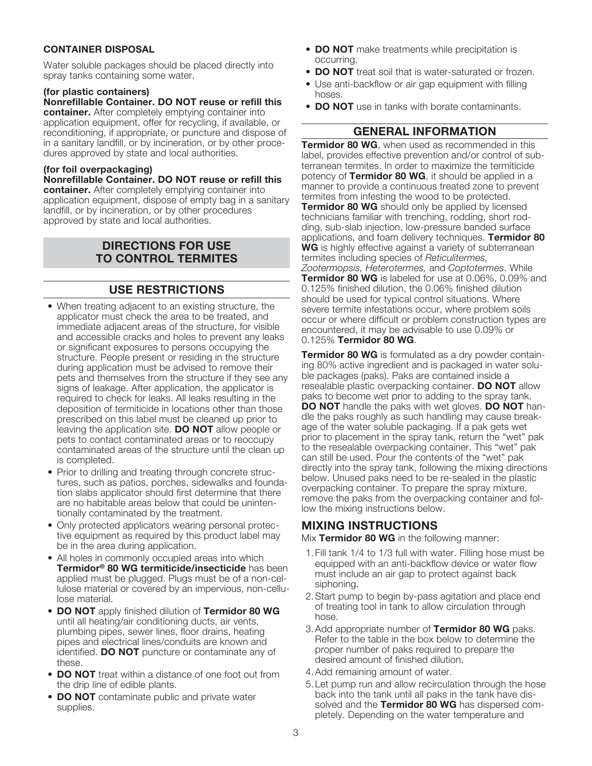**CONTAINER DISPOSAL**

Water soluble packages should be placed directly into spray tanks containing some water.

**(for plastic containers)**
**Nonrefillable Container. DO NOT reuse or refill this container.** After completely emptying container into application equipment, offer for recycling, if available, or reconditioning, if appropriate, or puncture and dispose of in a sanitary landfill, or by incineration, or by other procedures approved by state and local authorities.

**(for foil overpackaging)**
**Nonrefillable Container. DO NOT reuse or refill this container.** After completely emptying container into application equipment, dispose of empty bag in a sanitary landfill, or by incineration, or by other procedures approved by state and local authorities.

## DIRECTIONS FOR USE TO CONTROL TERMITES

## USE RESTRICTIONS

- When treating adjacent to an existing structure, the applicator must check the area to be treated, and immediate adjacent areas of the structure, for visible and accessible cracks and holes to prevent any leaks or significant exposures to persons occupying the structure. People present or residing in the structure during application must be advised to remove their pets and themselves from the structure if they see any signs of leakage. After application, the applicator is required to check for leaks. All leaks resulting in the deposition of termiticide in locations other than those prescribed on this label must be cleaned up prior to leaving the application site. **DO NOT** allow people or pets to contact contaminated areas or to reoccupy contaminated areas of the structure until the clean up is completed.
- Prior to drilling and treating through concrete structures, such as patios, porches, sidewalks and foundation slabs applicator should first determine that there are no habitable areas below that could be unintentionally contaminated by the treatment.
- Only protected applicators wearing personal protective equipment as required by this product label may be in the area during application.
- All holes in commonly occupied areas into which **Termidor® 80 WG termiticide/insecticide** has been applied must be plugged. Plugs must be of a non-cellulose material or covered by an impervious, non-cellulose material.
- **DO NOT** apply finished dilution of **Termidor 80 WG** until all heating/air conditioning ducts, air vents, plumbing pipes, sewer lines, floor drains, heating pipes and electrical lines/conduits are known and identified. **DO NOT** puncture or contaminate any of these.
- **DO NOT** treat within a distance of one foot out from the drip line of edible plants.
- **DO NOT** contaminate public and private water supplies.
- **DO NOT** make treatments while precipitation is occurring.
- **DO NOT** treat soil that is water-saturated or frozen.
- Use anti-backflow or air gap equipment with filling hoses.
- **DO NOT** use in tanks with borate contaminants.

## GENERAL INFORMATION

**Termidor 80 WG**, when used as recommended in this label, provides effective prevention and/or control of subterranean termites. In order to maximize the termiticide potency of **Termidor 80 WG**, it should be applied in a manner to provide a continuous treated zone to prevent termites from infesting the wood to be protected. **Termidor 80 WG** should only be applied by licensed technicians familiar with trenching, rodding, short rodding, sub-slab injection, low-pressure banded surface applications, and foam delivery techniques. **Termidor 80 WG** is highly effective against a variety of subterranean termites including species of *Reticulitermes, Zootermopsis, Heterotermes,* and *Coptotermes*. While **Termidor 80 WG** is labeled for use at 0.06%, 0.09% and 0.125% finished dilution, the 0.06% finished dilution should be used for typical control situations. Where severe termite infestations occur, where problem soils occur or where difficult or problem construction types are encountered, it may be advisable to use 0.09% or 0.125% **Termidor 80 WG**.

**Termidor 80 WG** is formulated as a dry powder containing 80% active ingredient and is packaged in water soluble packages (paks). Paks are contained inside a resealable plastic overpacking container. **DO NOT** allow paks to become wet prior to adding to the spray tank. **DO NOT** handle the paks with wet gloves. **DO NOT** handle the paks roughly as such handling may cause breakage of the water soluble packaging. If a pak gets wet prior to placement in the spray tank, return the "wet" pak to the resealable overpacking container. This "wet" pak can still be used. Pour the contents of the "wet" pak directly into the spray tank, following the mixing directions below. Unused paks need to be re-sealed in the plastic overpacking container. To prepare the spray mixture, remove the paks from the overpacking container and follow the mixing instructions below.

## MIXING INSTRUCTIONS

Mix **Termidor 80 WG** in the following manner:

1. Fill tank 1/4 to 1/3 full with water. Filling hose must be equipped with an anti-backflow device or water flow must include an air gap to protect against back siphoning.
2. Start pump to begin by-pass agitation and place end of treating tool in tank to allow circulation through hose.
3. Add appropriate number of **Termidor 80 WG** paks. Refer to the table in the box below to determine the proper number of paks required to prepare the desired amount of finished dilution.
4. Add remaining amount of water.
5. Let pump run and allow recirculation through the hose back into the tank until all paks in the tank have dissolved and the **Termidor 80 WG** has dispersed completely. Depending on the water temperature and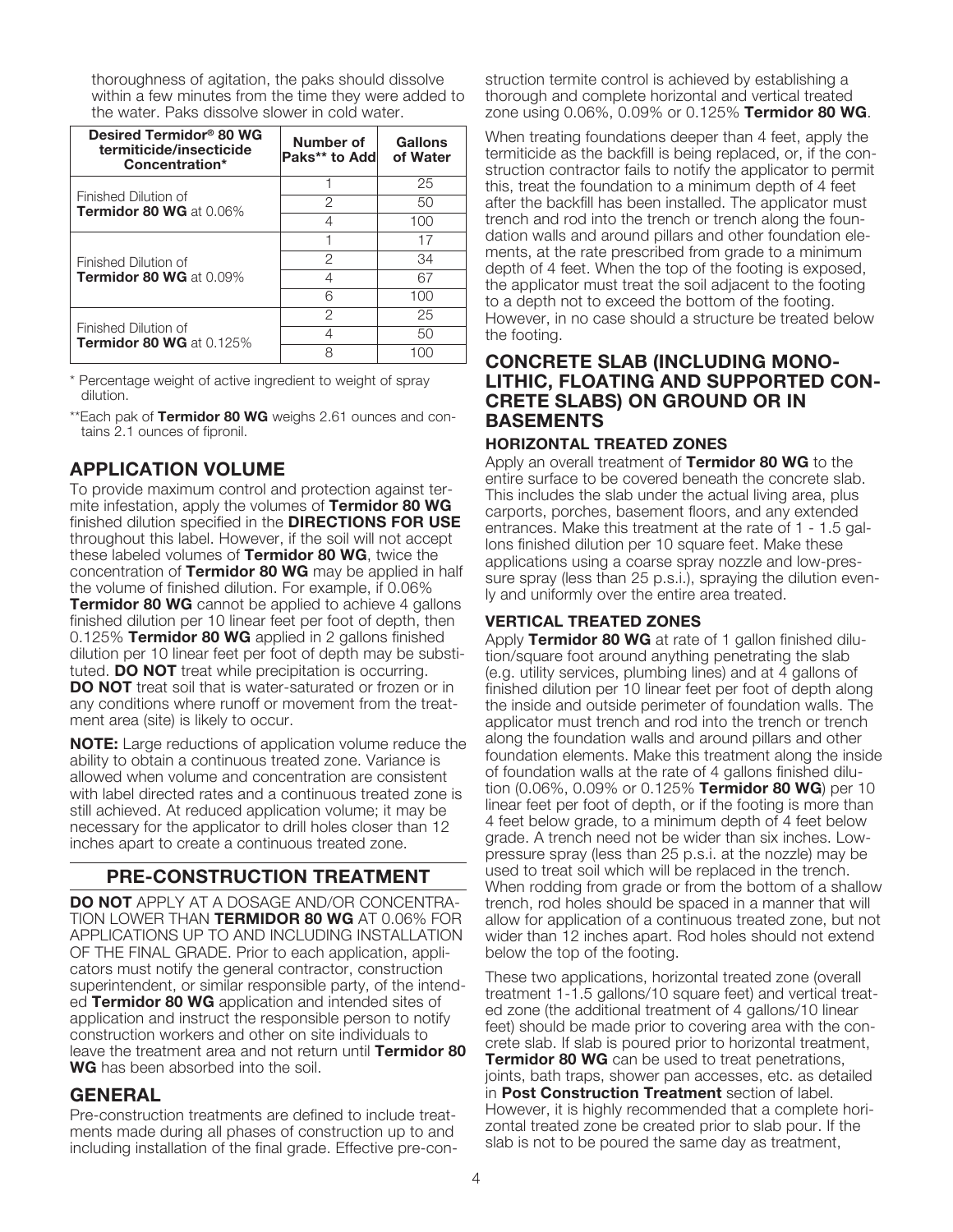thoroughness of agitation, the paks should dissolve within a few minutes from the time they were added to the water. Paks dissolve slower in cold water.

| Desired Termidor® 80 WG termiticide/insecticide Concentration* | Number of Paks** to Add | Gallons of Water |
|---|---|---|
| Finished Dilution of **Termidor 80 WG** at 0.06% | 1 | 25 |
| | 2 | 50 |
| | 4 | 100 |
| Finished Dilution of **Termidor 80 WG** at 0.09% | 1 | 17 |
| | 2 | 34 |
| | 4 | 67 |
| | 6 | 100 |
| Finished Dilution of **Termidor 80 WG** at 0.125% | 2 | 25 |
| | 4 | 50 |
| | 8 | 100 |

\* Percentage weight of active ingredient to weight of spray dilution.

\*\*Each pak of **Termidor 80 WG** weighs 2.61 ounces and contains 2.1 ounces of fipronil.

## APPLICATION VOLUME

To provide maximum control and protection against termite infestation, apply the volumes of **Termidor 80 WG** finished dilution specified in the **DIRECTIONS FOR USE** throughout this label. However, if the soil will not accept these labeled volumes of **Termidor 80 WG**, twice the concentration of **Termidor 80 WG** may be applied in half the volume of finished dilution. For example, if 0.06% **Termidor 80 WG** cannot be applied to achieve 4 gallons finished dilution per 10 linear feet per foot of depth, then 0.125% **Termidor 80 WG** applied in 2 gallons finished dilution per 10 linear feet per foot of depth may be substituted. **DO NOT** treat while precipitation is occurring. **DO NOT** treat soil that is water-saturated or frozen or in any conditions where runoff or movement from the treatment area (site) is likely to occur.

**NOTE:** Large reductions of application volume reduce the ability to obtain a continuous treated zone. Variance is allowed when volume and concentration are consistent with label directed rates and a continuous treated zone is still achieved. At reduced application volume; it may be necessary for the applicator to drill holes closer than 12 inches apart to create a continuous treated zone.

## PRE-CONSTRUCTION TREATMENT

**DO NOT** APPLY AT A DOSAGE AND/OR CONCENTRATION LOWER THAN **TERMIDOR 80 WG** AT 0.06% FOR APPLICATIONS UP TO AND INCLUDING INSTALLATION OF THE FINAL GRADE. Prior to each application, applicators must notify the general contractor, construction superintendent, or similar responsible party, of the intended **Termidor 80 WG** application and intended sites of application and instruct the responsible person to notify construction workers and other on site individuals to leave the treatment area and not return until **Termidor 80 WG** has been absorbed into the soil.

## GENERAL

Pre-construction treatments are defined to include treatments made during all phases of construction up to and including installation of the final grade. Effective pre-construction termite control is achieved by establishing a thorough and complete horizontal and vertical treated zone using 0.06%, 0.09% or 0.125% **Termidor 80 WG**.

When treating foundations deeper than 4 feet, apply the termiticide as the backfill is being replaced, or, if the construction contractor fails to notify the applicator to permit this, treat the foundation to a minimum depth of 4 feet after the backfill has been installed. The applicator must trench and rod into the trench or trench along the foundation walls and around pillars and other foundation elements, at the rate prescribed from grade to a minimum depth of 4 feet. When the top of the footing is exposed, the applicator must treat the soil adjacent to the footing to a depth not to exceed the bottom of the footing. However, in no case should a structure be treated below the footing.

## CONCRETE SLAB (INCLUDING MONOLITHIC, FLOATING AND SUPPORTED CONCRETE SLABS) ON GROUND OR IN BASEMENTS

### HORIZONTAL TREATED ZONES

Apply an overall treatment of **Termidor 80 WG** to the entire surface to be covered beneath the concrete slab. This includes the slab under the actual living area, plus carports, porches, basement floors, and any extended entrances. Make this treatment at the rate of 1 - 1.5 gallons finished dilution per 10 square feet. Make these applications using a coarse spray nozzle and low-pressure spray (less than 25 p.s.i.), spraying the dilution evenly and uniformly over the entire area treated.

### VERTICAL TREATED ZONES

Apply **Termidor 80 WG** at rate of 1 gallon finished dilution/square foot around anything penetrating the slab (e.g. utility services, plumbing lines) and at 4 gallons of finished dilution per 10 linear feet per foot of depth along the inside and outside perimeter of foundation walls. The applicator must trench and rod into the trench or trench along the foundation walls and around pillars and other foundation elements. Make this treatment along the inside of foundation walls at the rate of 4 gallons finished dilution (0.06%, 0.09% or 0.125% **Termidor 80 WG**) per 10 linear feet per foot of depth, or if the footing is more than 4 feet below grade, to a minimum depth of 4 feet below grade. A trench need not be wider than six inches. Low-pressure spray (less than 25 p.s.i. at the nozzle) may be used to treat soil which will be replaced in the trench. When rodding from grade or from the bottom of a shallow trench, rod holes should be spaced in a manner that will allow for application of a continuous treated zone, but not wider than 12 inches apart. Rod holes should not extend below the top of the footing.

These two applications, horizontal treated zone (overall treatment 1-1.5 gallons/10 square feet) and vertical treated zone (the additional treatment of 4 gallons/10 linear feet) should be made prior to covering area with the concrete slab. If slab is poured prior to horizontal treatment, **Termidor 80 WG** can be used to treat penetrations, joints, bath traps, shower pan accesses, etc. as detailed in **Post Construction Treatment** section of label. However, it is highly recommended that a complete horizontal treated zone be created prior to slab pour. If the slab is not to be poured the same day as treatment,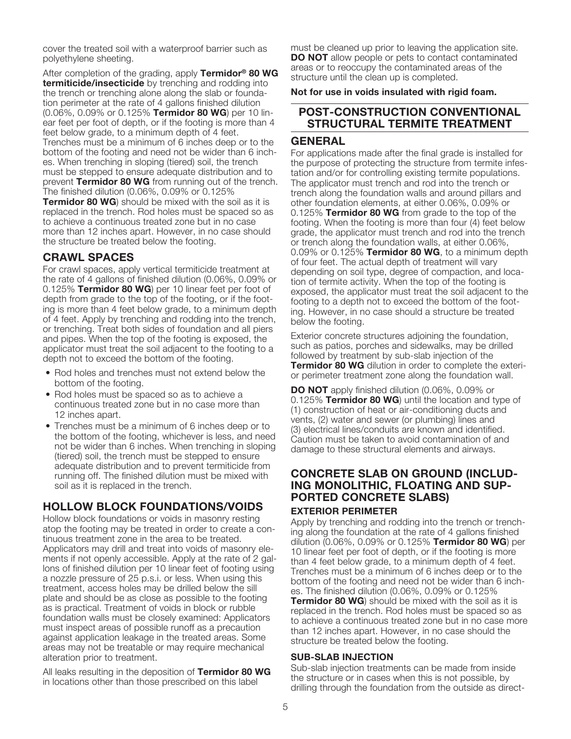cover the treated soil with a waterproof barrier such as polyethylene sheeting.

After completion of the grading, apply **Termidor® 80 WG termiticide/insecticide** by trenching and rodding into the trench or trenching alone along the slab or foundation perimeter at the rate of 4 gallons finished dilution (0.06%, 0.09% or 0.125% **Termidor 80 WG**) per 10 linear feet per foot of depth, or if the footing is more than 4 feet below grade, to a minimum depth of 4 feet. Trenches must be a minimum of 6 inches deep or to the bottom of the footing and need not be wider than 6 inches. When trenching in sloping (tiered) soil, the trench must be stepped to ensure adequate distribution and to prevent **Termidor 80 WG** from running out of the trench. The finished dilution (0.06%, 0.09% or 0.125% **Termidor 80 WG**) should be mixed with the soil as it is replaced in the trench. Rod holes must be spaced so as to achieve a continuous treated zone but in no case more than 12 inches apart. However, in no case should the structure be treated below the footing.

## CRAWL SPACES

For crawl spaces, apply vertical termiticide treatment at the rate of 4 gallons of finished dilution (0.06%, 0.09% or 0.125% **Termidor 80 WG**) per 10 linear feet per foot of depth from grade to the top of the footing, or if the footing is more than 4 feet below grade, to a minimum depth of 4 feet. Apply by trenching and rodding into the trench, or trenching. Treat both sides of foundation and all piers and pipes. When the top of the footing is exposed, the applicator must treat the soil adjacent to the footing to a depth not to exceed the bottom of the footing.

- Rod holes and trenches must not extend below the bottom of the footing.
- Rod holes must be spaced so as to achieve a continuous treated zone but in no case more than 12 inches apart.
- Trenches must be a minimum of 6 inches deep or to the bottom of the footing, whichever is less, and need not be wider than 6 inches. When trenching in sloping (tiered) soil, the trench must be stepped to ensure adequate distribution and to prevent termiticide from running off. The finished dilution must be mixed with soil as it is replaced in the trench.

## HOLLOW BLOCK FOUNDATIONS/VOIDS

Hollow block foundations or voids in masonry resting atop the footing may be treated in order to create a continuous treatment zone in the area to be treated. Applicators may drill and treat into voids of masonry elements if not openly accessible. Apply at the rate of 2 gallons of finished dilution per 10 linear feet of footing using a nozzle pressure of 25 p.s.i. or less. When using this treatment, access holes may be drilled below the sill plate and should be as close as possible to the footing as is practical. Treatment of voids in block or rubble foundation walls must be closely examined: Applicators must inspect areas of possible runoff as a precaution against application leakage in the treated areas. Some areas may not be treatable or may require mechanical alteration prior to treatment.

All leaks resulting in the deposition of **Termidor 80 WG** in locations other than those prescribed on this label must be cleaned up prior to leaving the application site. **DO NOT** allow people or pets to contact contaminated areas or to reoccupy the contaminated areas of the structure until the clean up is completed.

**Not for use in voids insulated with rigid foam.**

# POST-CONSTRUCTION CONVENTIONAL STRUCTURAL TERMITE TREATMENT

## GENERAL

For applications made after the final grade is installed for the purpose of protecting the structure from termite infestation and/or for controlling existing termite populations. The applicator must trench and rod into the trench or trench along the foundation walls and around pillars and other foundation elements, at either 0.06%, 0.09% or 0.125% **Termidor 80 WG** from grade to the top of the footing. When the footing is more than four (4) feet below grade, the applicator must trench and rod into the trench or trench along the foundation walls, at either 0.06%, 0.09% or 0.125% **Termidor 80 WG**, to a minimum depth of four feet. The actual depth of treatment will vary depending on soil type, degree of compaction, and location of termite activity. When the top of the footing is exposed, the applicator must treat the soil adjacent to the footing to a depth not to exceed the bottom of the footing. However, in no case should a structure be treated below the footing.

Exterior concrete structures adjoining the foundation, such as patios, porches and sidewalks, may be drilled followed by treatment by sub-slab injection of the **Termidor 80 WG** dilution in order to complete the exterior perimeter treatment zone along the foundation wall.

**DO NOT** apply finished dilution (0.06%, 0.09% or 0.125% **Termidor 80 WG**) until the location and type of (1) construction of heat or air-conditioning ducts and vents, (2) water and sewer (or plumbing) lines and (3) electrical lines/conduits are known and identified. Caution must be taken to avoid contamination of and damage to these structural elements and airways.

## CONCRETE SLAB ON GROUND (INCLUDING MONOLITHIC, FLOATING AND SUPPORTED CONCRETE SLABS)

### EXTERIOR PERIMETER

Apply by trenching and rodding into the trench or trenching along the foundation at the rate of 4 gallons finished dilution (0.06%, 0.09% or 0.125% **Termidor 80 WG**) per 10 linear feet per foot of depth, or if the footing is more than 4 feet below grade, to a minimum depth of 4 feet. Trenches must be a minimum of 6 inches deep or to the bottom of the footing and need not be wider than 6 inches. The finished dilution (0.06%, 0.09% or 0.125% **Termidor 80 WG**) should be mixed with the soil as it is replaced in the trench. Rod holes must be spaced so as to achieve a continuous treated zone but in no case more than 12 inches apart. However, in no case should the structure be treated below the footing.

### SUB-SLAB INJECTION

Sub-slab injection treatments can be made from inside the structure or in cases when this is not possible, by drilling through the foundation from the outside as direct-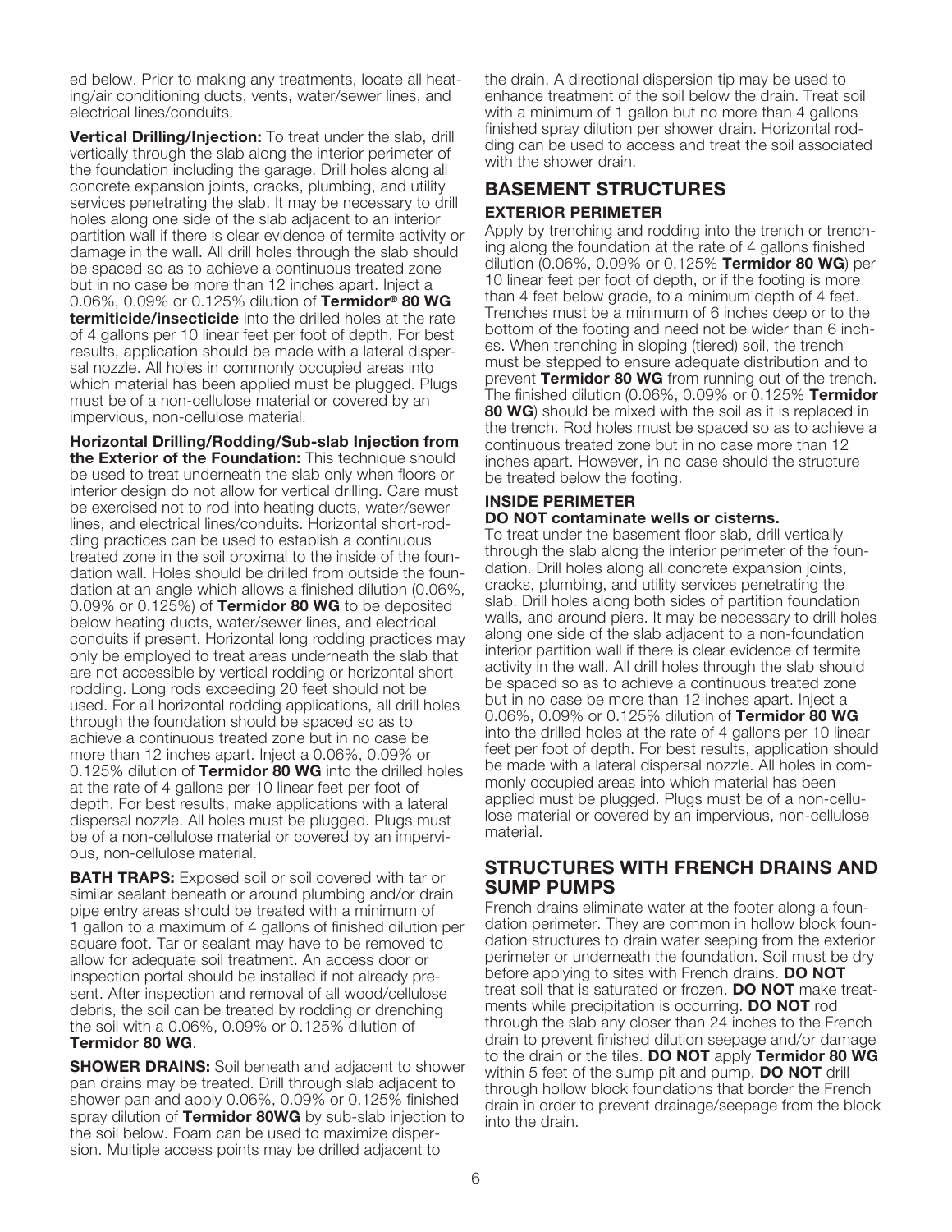ed below. Prior to making any treatments, locate all heating/air conditioning ducts, vents, water/sewer lines, and electrical lines/conduits.

**Vertical Drilling/Injection:** To treat under the slab, drill vertically through the slab along the interior perimeter of the foundation including the garage. Drill holes along all concrete expansion joints, cracks, plumbing, and utility services penetrating the slab. It may be necessary to drill holes along one side of the slab adjacent to an interior partition wall if there is clear evidence of termite activity or damage in the wall. All drill holes through the slab should be spaced so as to achieve a continuous treated zone but in no case be more than 12 inches apart. Inject a 0.06%, 0.09% or 0.125% dilution of **Termidor® 80 WG termiticide/insecticide** into the drilled holes at the rate of 4 gallons per 10 linear feet per foot of depth. For best results, application should be made with a lateral dispersal nozzle. All holes in commonly occupied areas into which material has been applied must be plugged. Plugs must be of a non-cellulose material or covered by an impervious, non-cellulose material.

**Horizontal Drilling/Rodding/Sub-slab Injection from the Exterior of the Foundation:** This technique should be used to treat underneath the slab only when floors or interior design do not allow for vertical drilling. Care must be exercised not to rod into heating ducts, water/sewer lines, and electrical lines/conduits. Horizontal short-rodding practices can be used to establish a continuous treated zone in the soil proximal to the inside of the foundation wall. Holes should be drilled from outside the foundation at an angle which allows a finished dilution (0.06%, 0.09% or 0.125%) of **Termidor 80 WG** to be deposited below heating ducts, water/sewer lines, and electrical conduits if present. Horizontal long rodding practices may only be employed to treat areas underneath the slab that are not accessible by vertical rodding or horizontal short rodding. Long rods exceeding 20 feet should not be used. For all horizontal rodding applications, all drill holes through the foundation should be spaced so as to achieve a continuous treated zone but in no case be more than 12 inches apart. Inject a 0.06%, 0.09% or 0.125% dilution of **Termidor 80 WG** into the drilled holes at the rate of 4 gallons per 10 linear feet per foot of depth. For best results, make applications with a lateral dispersal nozzle. All holes must be plugged. Plugs must be of a non-cellulose material or covered by an impervious, non-cellulose material.

**BATH TRAPS:** Exposed soil or soil covered with tar or similar sealant beneath or around plumbing and/or drain pipe entry areas should be treated with a minimum of 1 gallon to a maximum of 4 gallons of finished dilution per square foot. Tar or sealant may have to be removed to allow for adequate soil treatment. An access door or inspection portal should be installed if not already present. After inspection and removal of all wood/cellulose debris, the soil can be treated by rodding or drenching the soil with a 0.06%, 0.09% or 0.125% dilution of **Termidor 80 WG**.

**SHOWER DRAINS:** Soil beneath and adjacent to shower pan drains may be treated. Drill through slab adjacent to shower pan and apply 0.06%, 0.09% or 0.125% finished spray dilution of **Termidor 80WG** by sub-slab injection to the soil below. Foam can be used to maximize dispersion. Multiple access points may be drilled adjacent to the drain. A directional dispersion tip may be used to enhance treatment of the soil below the drain. Treat soil with a minimum of 1 gallon but no more than 4 gallons finished spray dilution per shower drain. Horizontal rodding can be used to access and treat the soil associated with the shower drain.

## BASEMENT STRUCTURES

### EXTERIOR PERIMETER

Apply by trenching and rodding into the trench or trenching along the foundation at the rate of 4 gallons finished dilution (0.06%, 0.09% or 0.125% **Termidor 80 WG**) per 10 linear feet per foot of depth, or if the footing is more than 4 feet below grade, to a minimum depth of 4 feet. Trenches must be a minimum of 6 inches deep or to the bottom of the footing and need not be wider than 6 inches. When trenching in sloping (tiered) soil, the trench must be stepped to ensure adequate distribution and to prevent **Termidor 80 WG** from running out of the trench. The finished dilution (0.06%, 0.09% or 0.125% **Termidor 80 WG**) should be mixed with the soil as it is replaced in the trench. Rod holes must be spaced so as to achieve a continuous treated zone but in no case more than 12 inches apart. However, in no case should the structure be treated below the footing.

### INSIDE PERIMETER

**DO NOT contaminate wells or cisterns.**

To treat under the basement floor slab, drill vertically through the slab along the interior perimeter of the foundation. Drill holes along all concrete expansion joints, cracks, plumbing, and utility services penetrating the slab. Drill holes along both sides of partition foundation walls, and around piers. It may be necessary to drill holes along one side of the slab adjacent to a non-foundation interior partition wall if there is clear evidence of termite activity in the wall. All drill holes through the slab should be spaced so as to achieve a continuous treated zone but in no case be more than 12 inches apart. Inject a 0.06%, 0.09% or 0.125% dilution of **Termidor 80 WG** into the drilled holes at the rate of 4 gallons per 10 linear feet per foot of depth. For best results, application should be made with a lateral dispersal nozzle. All holes in commonly occupied areas into which material has been applied must be plugged. Plugs must be of a non-cellulose material or covered by an impervious, non-cellulose material.

## STRUCTURES WITH FRENCH DRAINS AND SUMP PUMPS

French drains eliminate water at the footer along a foundation perimeter. They are common in hollow block foundation structures to drain water seeping from the exterior perimeter or underneath the foundation. Soil must be dry before applying to sites with French drains. **DO NOT** treat soil that is saturated or frozen. **DO NOT** make treatments while precipitation is occurring. **DO NOT** rod through the slab any closer than 24 inches to the French drain to prevent finished dilution seepage and/or damage to the drain or the tiles. **DO NOT** apply **Termidor 80 WG** within 5 feet of the sump pit and pump. **DO NOT** drill through hollow block foundations that border the French drain in order to prevent drainage/seepage from the block into the drain.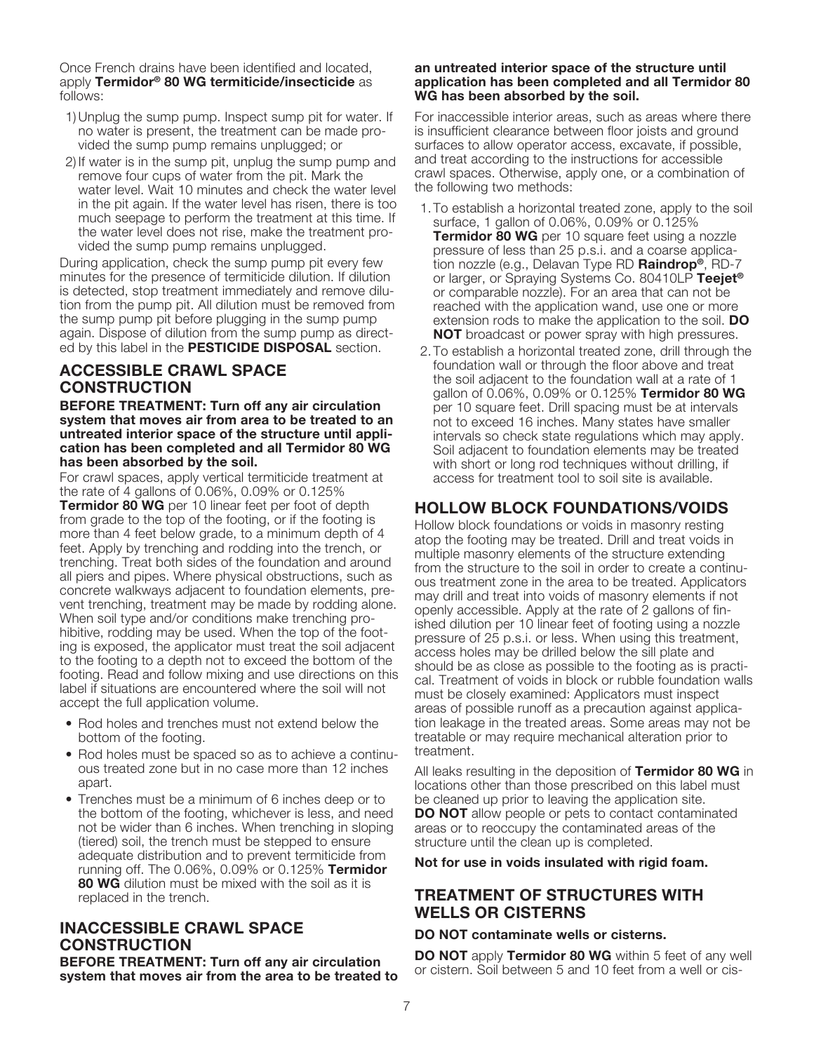Once French drains have been identified and located, apply **Termidor® 80 WG termiticide/insecticide** as follows:

1) Unplug the sump pump. Inspect sump pit for water. If no water is present, the treatment can be made provided the sump pump remains unplugged; or
2) If water is in the sump pit, unplug the sump pump and remove four cups of water from the pit. Mark the water level. Wait 10 minutes and check the water level in the pit again. If the water level has risen, there is too much seepage to perform the treatment at this time. If the water level does not rise, make the treatment provided the sump pump remains unplugged.

During application, check the sump pump pit every few minutes for the presence of termiticide dilution. If dilution is detected, stop treatment immediately and remove dilution from the pump pit. All dilution must be removed from the sump pump pit before plugging in the sump pump again. Dispose of dilution from the sump pump as directed by this label in the **PESTICIDE DISPOSAL** section.

## ACCESSIBLE CRAWL SPACE CONSTRUCTION

**BEFORE TREATMENT: Turn off any air circulation system that moves air from area to be treated to an untreated interior space of the structure until application has been completed and all Termidor 80 WG has been absorbed by the soil.**

For crawl spaces, apply vertical termiticide treatment at the rate of 4 gallons of 0.06%, 0.09% or 0.125% **Termidor 80 WG** per 10 linear feet per foot of depth from grade to the top of the footing, or if the footing is more than 4 feet below grade, to a minimum depth of 4 feet. Apply by trenching and rodding into the trench, or trenching. Treat both sides of the foundation and around all piers and pipes. Where physical obstructions, such as concrete walkways adjacent to foundation elements, prevent trenching, treatment may be made by rodding alone. When soil type and/or conditions make trenching prohibitive, rodding may be used. When the top of the footing is exposed, the applicator must treat the soil adjacent to the footing to a depth not to exceed the bottom of the footing. Read and follow mixing and use directions on this label if situations are encountered where the soil will not accept the full application volume.

- Rod holes and trenches must not extend below the bottom of the footing.
- Rod holes must be spaced so as to achieve a continuous treated zone but in no case more than 12 inches apart.
- Trenches must be a minimum of 6 inches deep or to the bottom of the footing, whichever is less, and need not be wider than 6 inches. When trenching in sloping (tiered) soil, the trench must be stepped to ensure adequate distribution and to prevent termiticide from running off. The 0.06%, 0.09% or 0.125% **Termidor 80 WG** dilution must be mixed with the soil as it is replaced in the trench.

## INACCESSIBLE CRAWL SPACE CONSTRUCTION

**BEFORE TREATMENT: Turn off any air circulation system that moves air from the area to be treated to an untreated interior space of the structure until application has been completed and all Termidor 80 WG has been absorbed by the soil.**

For inaccessible interior areas, such as areas where there is insufficient clearance between floor joists and ground surfaces to allow operator access, excavate, if possible, and treat according to the instructions for accessible crawl spaces. Otherwise, apply one, or a combination of the following two methods:

1. To establish a horizontal treated zone, apply to the soil surface, 1 gallon of 0.06%, 0.09% or 0.125% **Termidor 80 WG** per 10 square feet using a nozzle pressure of less than 25 p.s.i. and a coarse application nozzle (e.g., Delavan Type RD **Raindrop®**, RD-7 or larger, or Spraying Systems Co. 80410LP **Teejet®** or comparable nozzle). For an area that can not be reached with the application wand, use one or more extension rods to make the application to the soil. **DO NOT** broadcast or power spray with high pressures.
2. To establish a horizontal treated zone, drill through the foundation wall or through the floor above and treat the soil adjacent to the foundation wall at a rate of 1 gallon of 0.06%, 0.09% or 0.125% **Termidor 80 WG** per 10 square feet. Drill spacing must be at intervals not to exceed 16 inches. Many states have smaller intervals so check state regulations which may apply. Soil adjacent to foundation elements may be treated with short or long rod techniques without drilling, if access for treatment tool to soil site is available.

## HOLLOW BLOCK FOUNDATIONS/VOIDS

Hollow block foundations or voids in masonry resting atop the footing may be treated. Drill and treat voids in multiple masonry elements of the structure extending from the structure to the soil in order to create a continuous treatment zone in the area to be treated. Applicators may drill and treat into voids of masonry elements if not openly accessible. Apply at the rate of 2 gallons of finished dilution per 10 linear feet of footing using a nozzle pressure of 25 p.s.i. or less. When using this treatment, access holes may be drilled below the sill plate and should be as close as possible to the footing as is practical. Treatment of voids in block or rubble foundation walls must be closely examined: Applicators must inspect areas of possible runoff as a precaution against application leakage in the treated areas. Some areas may not be treatable or may require mechanical alteration prior to treatment.

All leaks resulting in the deposition of **Termidor 80 WG** in locations other than those prescribed on this label must be cleaned up prior to leaving the application site. **DO NOT** allow people or pets to contact contaminated areas or to reoccupy the contaminated areas of the structure until the clean up is completed.

**Not for use in voids insulated with rigid foam.**

## TREATMENT OF STRUCTURES WITH WELLS OR CISTERNS

**DO NOT contaminate wells or cisterns.**

**DO NOT** apply **Termidor 80 WG** within 5 feet of any well or cistern. Soil between 5 and 10 feet from a well or cis-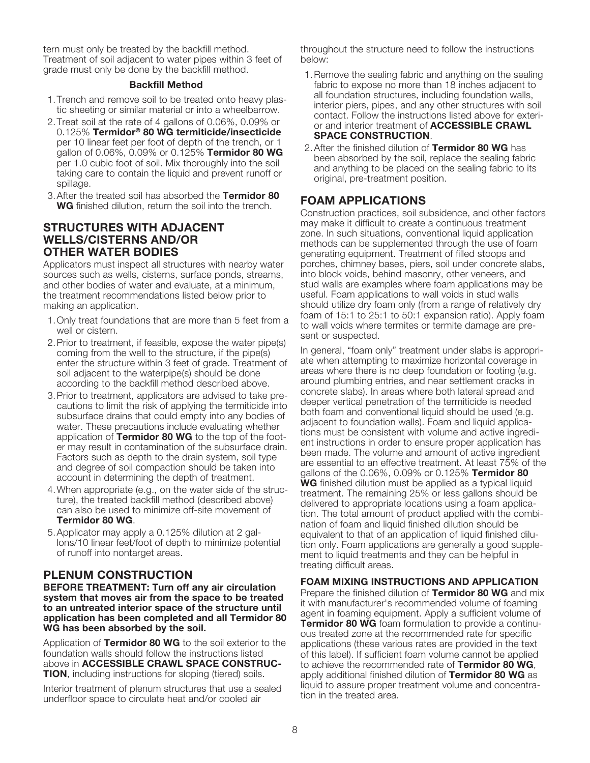tern must only be treated by the backfill method. Treatment of soil adjacent to water pipes within 3 feet of grade must only be done by the backfill method.

**Backfill Method**

1. Trench and remove soil to be treated onto heavy plastic sheeting or similar material or into a wheelbarrow.
2. Treat soil at the rate of 4 gallons of 0.06%, 0.09% or 0.125% **Termidor® 80 WG termiticide/insecticide** per 10 linear feet per foot of depth of the trench, or 1 gallon of 0.06%, 0.09% or 0.125% **Termidor 80 WG** per 1.0 cubic foot of soil. Mix thoroughly into the soil taking care to contain the liquid and prevent runoff or spillage.
3. After the treated soil has absorbed the **Termidor 80 WG** finished dilution, return the soil into the trench.

## STRUCTURES WITH ADJACENT WELLS/CISTERNS AND/OR OTHER WATER BODIES

Applicators must inspect all structures with nearby water sources such as wells, cisterns, surface ponds, streams, and other bodies of water and evaluate, at a minimum, the treatment recommendations listed below prior to making an application.

1. Only treat foundations that are more than 5 feet from a well or cistern.
2. Prior to treatment, if feasible, expose the water pipe(s) coming from the well to the structure, if the pipe(s) enter the structure within 3 feet of grade. Treatment of soil adjacent to the waterpipe(s) should be done according to the backfill method described above.
3. Prior to treatment, applicators are advised to take precautions to limit the risk of applying the termiticide into subsurface drains that could empty into any bodies of water. These precautions include evaluating whether application of **Termidor 80 WG** to the top of the footer may result in contamination of the subsurface drain. Factors such as depth to the drain system, soil type and degree of soil compaction should be taken into account in determining the depth of treatment.
4. When appropriate (e.g., on the water side of the structure), the treated backfill method (described above) can also be used to minimize off-site movement of **Termidor 80 WG**.
5. Applicator may apply a 0.125% dilution at 2 gallons/10 linear feet/foot of depth to minimize potential of runoff into nontarget areas.

## PLENUM CONSTRUCTION

**BEFORE TREATMENT: Turn off any air circulation system that moves air from the space to be treated to an untreated interior space of the structure until application has been completed and all Termidor 80 WG has been absorbed by the soil.**

Application of **Termidor 80 WG** to the soil exterior to the foundation walls should follow the instructions listed above in **ACCESSIBLE CRAWL SPACE CONSTRUCTION**, including instructions for sloping (tiered) soils.

Interior treatment of plenum structures that use a sealed underfloor space to circulate heat and/or cooled air throughout the structure need to follow the instructions below:

1. Remove the sealing fabric and anything on the sealing fabric to expose no more than 18 inches adjacent to all foundation structures, including foundation walls, interior piers, pipes, and any other structures with soil contact. Follow the instructions listed above for exterior and interior treatment of **ACCESSIBLE CRAWL SPACE CONSTRUCTION**.
2. After the finished dilution of **Termidor 80 WG** has been absorbed by the soil, replace the sealing fabric and anything to be placed on the sealing fabric to its original, pre-treatment position.

## FOAM APPLICATIONS

Construction practices, soil subsidence, and other factors may make it difficult to create a continuous treatment zone. In such situations, conventional liquid application methods can be supplemented through the use of foam generating equipment. Treatment of filled stoops and porches, chimney bases, piers, soil under concrete slabs, into block voids, behind masonry, other veneers, and stud walls are examples where foam applications may be useful. Foam applications to wall voids in stud walls should utilize dry foam only (from a range of relatively dry foam of 15:1 to 25:1 to 50:1 expansion ratio). Apply foam to wall voids where termites or termite damage are present or suspected.

In general, "foam only" treatment under slabs is appropriate when attempting to maximize horizontal coverage in areas where there is no deep foundation or footing (e.g. around plumbing entries, and near settlement cracks in concrete slabs). In areas where both lateral spread and deeper vertical penetration of the termiticide is needed both foam and conventional liquid should be used (e.g. adjacent to foundation walls). Foam and liquid applications must be consistent with volume and active ingredient instructions in order to ensure proper application has been made. The volume and amount of active ingredient are essential to an effective treatment. At least 75% of the gallons of the 0.06%, 0.09% or 0.125% **Termidor 80 WG** finished dilution must be applied as a typical liquid treatment. The remaining 25% or less gallons should be delivered to appropriate locations using a foam application. The total amount of product applied with the combination of foam and liquid finished dilution should be equivalent to that of an application of liquid finished dilution only. Foam applications are generally a good supplement to liquid treatments and they can be helpful in treating difficult areas.

### FOAM MIXING INSTRUCTIONS AND APPLICATION

Prepare the finished dilution of **Termidor 80 WG** and mix it with manufacturer's recommended volume of foaming agent in foaming equipment. Apply a sufficient volume of **Termidor 80 WG** foam formulation to provide a continuous treated zone at the recommended rate for specific applications (these various rates are provided in the text of this label). If sufficient foam volume cannot be applied to achieve the recommended rate of **Termidor 80 WG**, apply additional finished dilution of **Termidor 80 WG** as liquid to assure proper treatment volume and concentration in the treated area.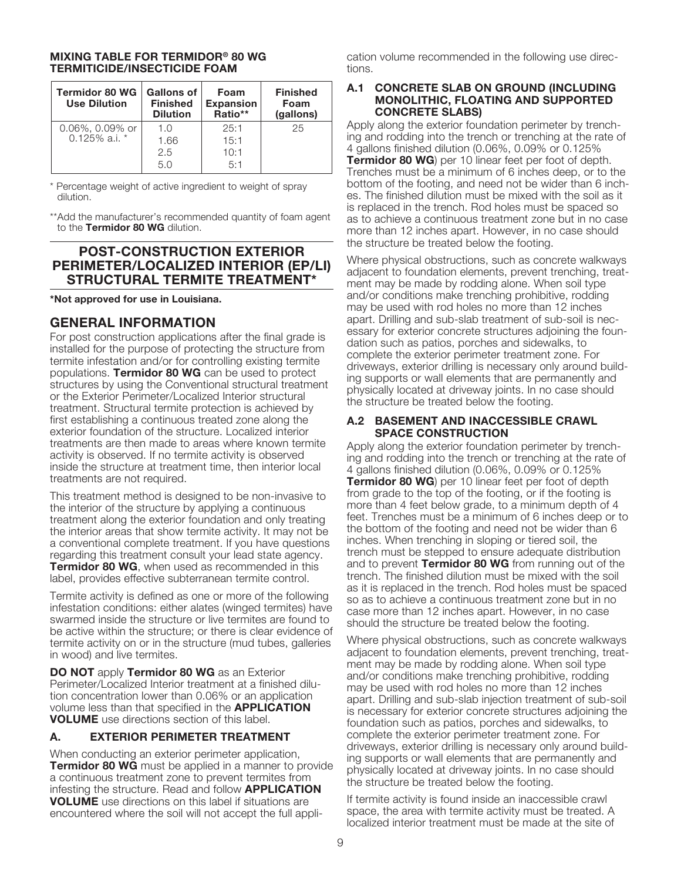**MIXING TABLE FOR TERMIDOR® 80 WG TERMITICIDE/INSECTICIDE FOAM**

| Termidor 80 WG Use Dilution | Gallons of Finished Dilution | Foam Expansion Ratio** | Finished Foam (gallons) |
|---|---|---|---|
| 0.06%, 0.09% or 0.125% a.i. * | 1.0 | 25:1 | 25 |
| | 1.66 | 15:1 | |
| | 2.5 | 10:1 | |
| | 5.0 | 5:1 | |

* Percentage weight of active ingredient to weight of spray dilution.

**Add the manufacturer's recommended quantity of foam agent to the **Termidor 80 WG** dilution.

## POST-CONSTRUCTION EXTERIOR PERIMETER/LOCALIZED INTERIOR (EP/LI) STRUCTURAL TERMITE TREATMENT*

***Not approved for use in Louisiana.**

## GENERAL INFORMATION

For post construction applications after the final grade is installed for the purpose of protecting the structure from termite infestation and/or for controlling existing termite populations. **Termidor 80 WG** can be used to protect structures by using the Conventional structural treatment or the Exterior Perimeter/Localized Interior structural treatment. Structural termite protection is achieved by first establishing a continuous treated zone along the exterior foundation of the structure. Localized interior treatments are then made to areas where known termite activity is observed. If no termite activity is observed inside the structure at treatment time, then interior local treatments are not required.

This treatment method is designed to be non-invasive to the interior of the structure by applying a continuous treatment along the exterior foundation and only treating the interior areas that show termite activity. It may not be a conventional complete treatment. If you have questions regarding this treatment consult your lead state agency. **Termidor 80 WG**, when used as recommended in this label, provides effective subterranean termite control.

Termite activity is defined as one or more of the following infestation conditions: either alates (winged termites) have swarmed inside the structure or live termites are found to be active within the structure; or there is clear evidence of termite activity on or in the structure (mud tubes, galleries in wood) and live termites.

**DO NOT** apply **Termidor 80 WG** as an Exterior Perimeter/Localized Interior treatment at a finished dilution concentration lower than 0.06% or an application volume less than that specified in the **APPLICATION VOLUME** use directions section of this label.

### A. EXTERIOR PERIMETER TREATMENT

When conducting an exterior perimeter application, **Termidor 80 WG** must be applied in a manner to provide a continuous treatment zone to prevent termites from infesting the structure. Read and follow **APPLICATION VOLUME** use directions on this label if situations are encountered where the soil will not accept the full application volume recommended in the following use directions.

#### A.1 CONCRETE SLAB ON GROUND (INCLUDING MONOLITHIC, FLOATING AND SUPPORTED CONCRETE SLABS)

Apply along the exterior foundation perimeter by trenching and rodding into the trench or trenching at the rate of 4 gallons finished dilution (0.06%, 0.09% or 0.125% **Termidor 80 WG**) per 10 linear feet per foot of depth. Trenches must be a minimum of 6 inches deep, or to the bottom of the footing, and need not be wider than 6 inches. The finished dilution must be mixed with the soil as it is replaced in the trench. Rod holes must be spaced so as to achieve a continuous treatment zone but in no case more than 12 inches apart. However, in no case should the structure be treated below the footing.

Where physical obstructions, such as concrete walkways adjacent to foundation elements, prevent trenching, treatment may be made by rodding alone. When soil type and/or conditions make trenching prohibitive, rodding may be used with rod holes no more than 12 inches apart. Drilling and sub-slab treatment of sub-soil is necessary for exterior concrete structures adjoining the foundation such as patios, porches and sidewalks, to complete the exterior perimeter treatment zone. For driveways, exterior drilling is necessary only around building supports or wall elements that are permanently and physically located at driveway joints. In no case should the structure be treated below the footing.

#### A.2 BASEMENT AND INACCESSIBLE CRAWL SPACE CONSTRUCTION

Apply along the exterior foundation perimeter by trenching and rodding into the trench or trenching at the rate of 4 gallons finished dilution (0.06%, 0.09% or 0.125% **Termidor 80 WG**) per 10 linear feet per foot of depth from grade to the top of the footing, or if the footing is more than 4 feet below grade, to a minimum depth of 4 feet. Trenches must be a minimum of 6 inches deep or to the bottom of the footing and need not be wider than 6 inches. When trenching in sloping or tiered soil, the trench must be stepped to ensure adequate distribution and to prevent **Termidor 80 WG** from running out of the trench. The finished dilution must be mixed with the soil as it is replaced in the trench. Rod holes must be spaced so as to achieve a continuous treatment zone but in no case more than 12 inches apart. However, in no case should the structure be treated below the footing.

Where physical obstructions, such as concrete walkways adjacent to foundation elements, prevent trenching, treatment may be made by rodding alone. When soil type and/or conditions make trenching prohibitive, rodding may be used with rod holes no more than 12 inches apart. Drilling and sub-slab injection treatment of sub-soil is necessary for exterior concrete structures adjoining the foundation such as patios, porches and sidewalks, to complete the exterior perimeter treatment zone. For driveways, exterior drilling is necessary only around building supports or wall elements that are permanently and physically located at driveway joints. In no case should the structure be treated below the footing.

If termite activity is found inside an inaccessible crawl space, the area with termite activity must be treated. A localized interior treatment must be made at the site of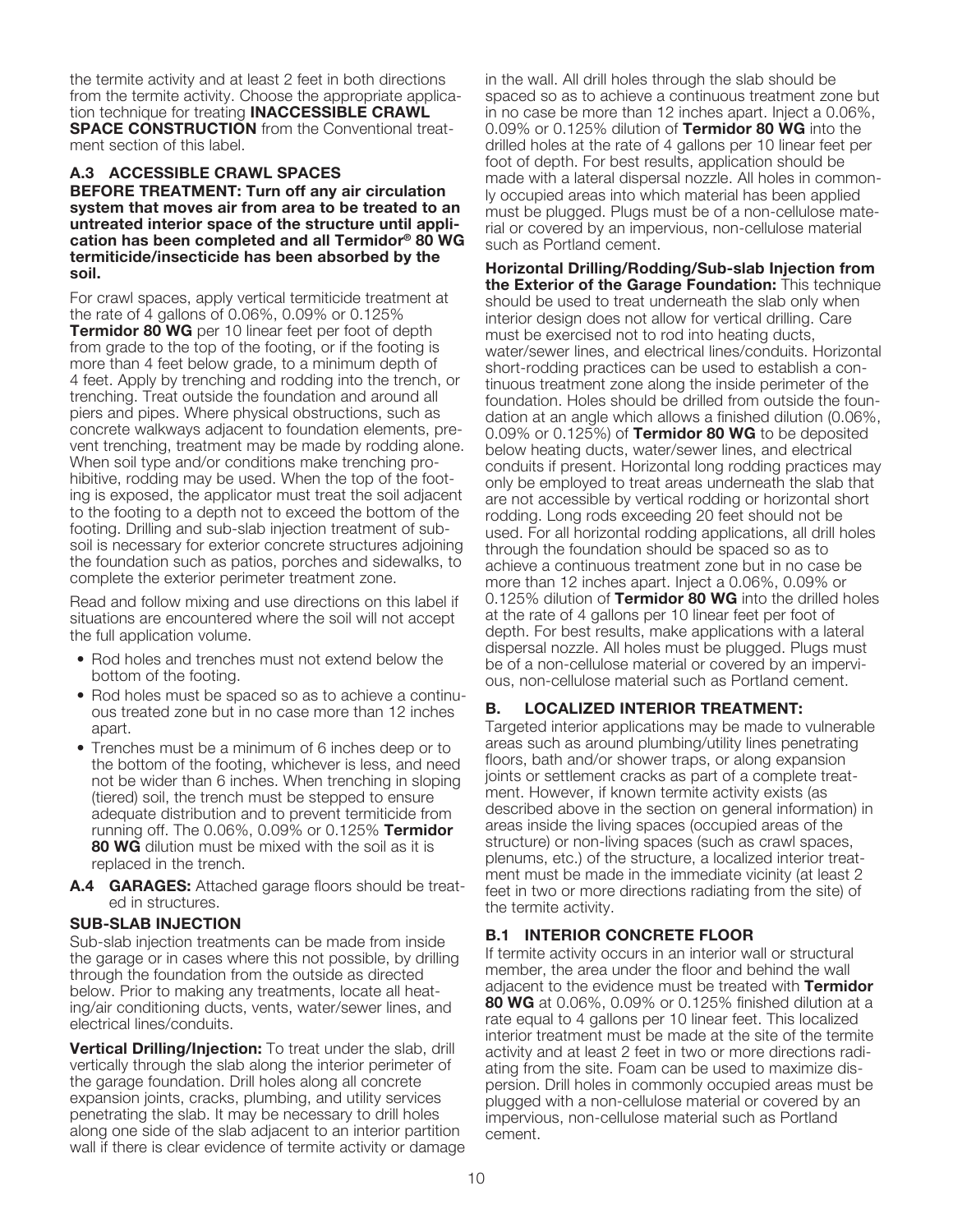the termite activity and at least 2 feet in both directions from the termite activity. Choose the appropriate application technique for treating **INACCESSIBLE CRAWL SPACE CONSTRUCTION** from the Conventional treatment section of this label.

### A.3 ACCESSIBLE CRAWL SPACES

**BEFORE TREATMENT: Turn off any air circulation system that moves air from area to be treated to an untreated interior space of the structure until application has been completed and all Termidor® 80 WG termiticide/insecticide has been absorbed by the soil.**

For crawl spaces, apply vertical termiticide treatment at the rate of 4 gallons of 0.06%, 0.09% or 0.125% **Termidor 80 WG** per 10 linear feet per foot of depth from grade to the top of the footing, or if the footing is more than 4 feet below grade, to a minimum depth of 4 feet. Apply by trenching and rodding into the trench, or trenching. Treat outside the foundation and around all piers and pipes. Where physical obstructions, such as concrete walkways adjacent to foundation elements, prevent trenching, treatment may be made by rodding alone. When soil type and/or conditions make trenching prohibitive, rodding may be used. When the top of the footing is exposed, the applicator must treat the soil adjacent to the footing to a depth not to exceed the bottom of the footing. Drilling and sub-slab injection treatment of subsoil is necessary for exterior concrete structures adjoining the foundation such as patios, porches and sidewalks, to complete the exterior perimeter treatment zone.

Read and follow mixing and use directions on this label if situations are encountered where the soil will not accept the full application volume.

- Rod holes and trenches must not extend below the bottom of the footing.
- Rod holes must be spaced so as to achieve a continuous treated zone but in no case more than 12 inches apart.
- Trenches must be a minimum of 6 inches deep or to the bottom of the footing, whichever is less, and need not be wider than 6 inches. When trenching in sloping (tiered) soil, the trench must be stepped to ensure adequate distribution and to prevent termiticide from running off. The 0.06%, 0.09% or 0.125% **Termidor 80 WG** dilution must be mixed with the soil as it is replaced in the trench.

### A.4 GARAGES:

Attached garage floors should be treated in structures.

#### SUB-SLAB INJECTION

Sub-slab injection treatments can be made from inside the garage or in cases where this not possible, by drilling through the foundation from the outside as directed below. Prior to making any treatments, locate all heating/air conditioning ducts, vents, water/sewer lines, and electrical lines/conduits.

**Vertical Drilling/Injection:** To treat under the slab, drill vertically through the slab along the interior perimeter of the garage foundation. Drill holes along all concrete expansion joints, cracks, plumbing, and utility services penetrating the slab. It may be necessary to drill holes along one side of the slab adjacent to an interior partition wall if there is clear evidence of termite activity or damage in the wall. All drill holes through the slab should be spaced so as to achieve a continuous treatment zone but in no case be more than 12 inches apart. Inject a 0.06%, 0.09% or 0.125% dilution of **Termidor 80 WG** into the drilled holes at the rate of 4 gallons per 10 linear feet per foot of depth. For best results, application should be made with a lateral dispersal nozzle. All holes in commonly occupied areas into which material has been applied must be plugged. Plugs must be of a non-cellulose material or covered by an impervious, non-cellulose material such as Portland cement.

**Horizontal Drilling/Rodding/Sub-slab Injection from the Exterior of the Garage Foundation:** This technique should be used to treat underneath the slab only when interior design does not allow for vertical drilling. Care must be exercised not to rod into heating ducts, water/sewer lines, and electrical lines/conduits. Horizontal short-rodding practices can be used to establish a continuous treatment zone along the inside perimeter of the foundation. Holes should be drilled from outside the foundation at an angle which allows a finished dilution (0.06%, 0.09% or 0.125%) of **Termidor 80 WG** to be deposited below heating ducts, water/sewer lines, and electrical conduits if present. Horizontal long rodding practices may only be employed to treat areas underneath the slab that are not accessible by vertical rodding or horizontal short rodding. Long rods exceeding 20 feet should not be used. For all horizontal rodding applications, all drill holes through the foundation should be spaced so as to achieve a continuous treatment zone but in no case be more than 12 inches apart. Inject a 0.06%, 0.09% or 0.125% dilution of **Termidor 80 WG** into the drilled holes at the rate of 4 gallons per 10 linear feet per foot of depth. For best results, make applications with a lateral dispersal nozzle. All holes must be plugged. Plugs must be of a non-cellulose material or covered by an impervious, non-cellulose material such as Portland cement.

## B. LOCALIZED INTERIOR TREATMENT:

Targeted interior applications may be made to vulnerable areas such as around plumbing/utility lines penetrating floors, bath and/or shower traps, or along expansion joints or settlement cracks as part of a complete treatment. However, if known termite activity exists (as described above in the section on general information) in areas inside the living spaces (occupied areas of the structure) or non-living spaces (such as crawl spaces, plenums, etc.) of the structure, a localized interior treatment must be made in the immediate vicinity (at least 2 feet in two or more directions radiating from the site) of the termite activity.

### B.1 INTERIOR CONCRETE FLOOR

If termite activity occurs in an interior wall or structural member, the area under the floor and behind the wall adjacent to the evidence must be treated with **Termidor 80 WG** at 0.06%, 0.09% or 0.125% finished dilution at a rate equal to 4 gallons per 10 linear feet. This localized interior treatment must be made at the site of the termite activity and at least 2 feet in two or more directions radiating from the site. Foam can be used to maximize dispersion. Drill holes in commonly occupied areas must be plugged with a non-cellulose material or covered by an impervious, non-cellulose material such as Portland cement.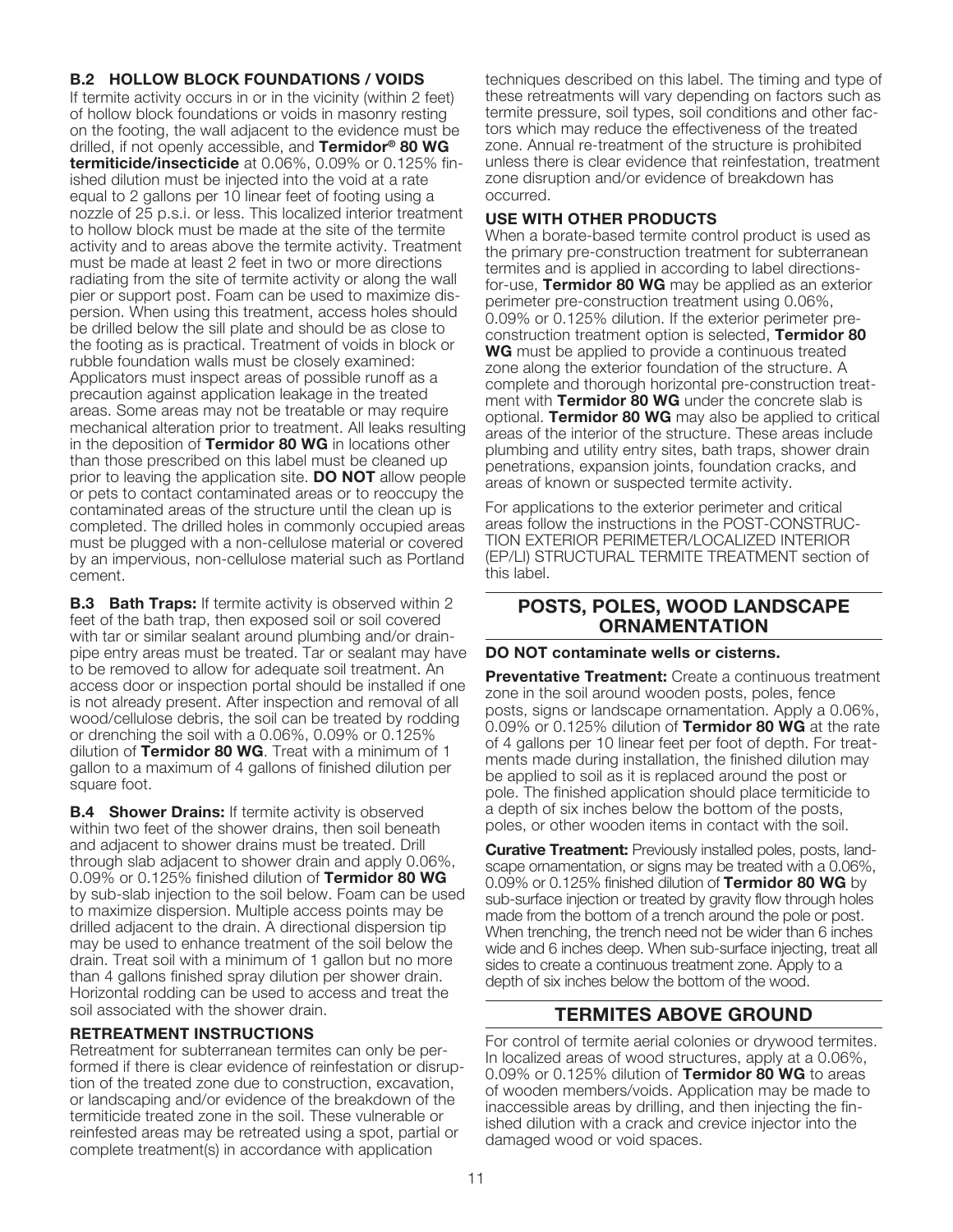### B.2 HOLLOW BLOCK FOUNDATIONS / VOIDS

If termite activity occurs in or in the vicinity (within 2 feet) of hollow block foundations or voids in masonry resting on the footing, the wall adjacent to the evidence must be drilled, if not openly accessible, and **Termidor® 80 WG termiticide/insecticide** at 0.06%, 0.09% or 0.125% finished dilution must be injected into the void at a rate equal to 2 gallons per 10 linear feet of footing using a nozzle of 25 p.s.i. or less. This localized interior treatment to hollow block must be made at the site of the termite activity and to areas above the termite activity. Treatment must be made at least 2 feet in two or more directions radiating from the site of termite activity or along the wall pier or support post. Foam can be used to maximize dispersion. When using this treatment, access holes should be drilled below the sill plate and should be as close to the footing as is practical. Treatment of voids in block or rubble foundation walls must be closely examined: Applicators must inspect areas of possible runoff as a precaution against application leakage in the treated areas. Some areas may not be treatable or may require mechanical alteration prior to treatment. All leaks resulting in the deposition of **Termidor 80 WG** in locations other than those prescribed on this label must be cleaned up prior to leaving the application site. **DO NOT** allow people or pets to contact contaminated areas or to reoccupy the contaminated areas of the structure until the clean up is completed. The drilled holes in commonly occupied areas must be plugged with a non-cellulose material or covered by an impervious, non-cellulose material such as Portland cement.

**B.3 Bath Traps:** If termite activity is observed within 2 feet of the bath trap, then exposed soil or soil covered with tar or similar sealant around plumbing and/or drain-pipe entry areas must be treated. Tar or sealant may have to be removed to allow for adequate soil treatment. An access door or inspection portal should be installed if one is not already present. After inspection and removal of all wood/cellulose debris, the soil can be treated by rodding or drenching the soil with a 0.06%, 0.09% or 0.125% dilution of **Termidor 80 WG**. Treat with a minimum of 1 gallon to a maximum of 4 gallons of finished dilution per square foot.

**B.4 Shower Drains:** If termite activity is observed within two feet of the shower drains, then soil beneath and adjacent to shower drains must be treated. Drill through slab adjacent to shower drain and apply 0.06%, 0.09% or 0.125% finished dilution of **Termidor 80 WG** by sub-slab injection to the soil below. Foam can be used to maximize dispersion. Multiple access points may be drilled adjacent to the drain. A directional dispersion tip may be used to enhance treatment of the soil below the drain. Treat soil with a minimum of 1 gallon but no more than 4 gallons finished spray dilution per shower drain. Horizontal rodding can be used to access and treat the soil associated with the shower drain.

### RETREATMENT INSTRUCTIONS

Retreatment for subterranean termites can only be performed if there is clear evidence of reinfestation or disruption of the treated zone due to construction, excavation, or landscaping and/or evidence of the breakdown of the termiticide treated zone in the soil. These vulnerable or reinfested areas may be retreated using a spot, partial or complete treatment(s) in accordance with application techniques described on this label. The timing and type of these retreatments will vary depending on factors such as termite pressure, soil types, soil conditions and other factors which may reduce the effectiveness of the treated zone. Annual re-treatment of the structure is prohibited unless there is clear evidence that reinfestation, treatment zone disruption and/or evidence of breakdown has occurred.

### USE WITH OTHER PRODUCTS

When a borate-based termite control product is used as the primary pre-construction treatment for subterranean termites and is applied in according to label directions-for-use, **Termidor 80 WG** may be applied as an exterior perimeter pre-construction treatment using 0.06%, 0.09% or 0.125% dilution. If the exterior perimeter pre-construction treatment option is selected, **Termidor 80 WG** must be applied to provide a continuous treated zone along the exterior foundation of the structure. A complete and thorough horizontal pre-construction treatment with **Termidor 80 WG** under the concrete slab is optional. **Termidor 80 WG** may also be applied to critical areas of the interior of the structure. These areas include plumbing and utility entry sites, bath traps, shower drain penetrations, expansion joints, foundation cracks, and areas of known or suspected termite activity.

For applications to the exterior perimeter and critical areas follow the instructions in the POST-CONSTRUCTION EXTERIOR PERIMETER/LOCALIZED INTERIOR (EP/LI) STRUCTURAL TERMITE TREATMENT section of this label.

## POSTS, POLES, WOOD LANDSCAPE ORNAMENTATION

**DO NOT contaminate wells or cisterns.**

**Preventative Treatment:** Create a continuous treatment zone in the soil around wooden posts, poles, fence posts, signs or landscape ornamentation. Apply a 0.06%, 0.09% or 0.125% dilution of **Termidor 80 WG** at the rate of 4 gallons per 10 linear feet per foot of depth. For treatments made during installation, the finished dilution may be applied to soil as it is replaced around the post or pole. The finished application should place termiticide to a depth of six inches below the bottom of the posts, poles, or other wooden items in contact with the soil.

**Curative Treatment:** Previously installed poles, posts, landscape ornamentation, or signs may be treated with a 0.06%, 0.09% or 0.125% finished dilution of **Termidor 80 WG** by sub-surface injection or treated by gravity flow through holes made from the bottom of a trench around the pole or post. When trenching, the trench need not be wider than 6 inches wide and 6 inches deep. When sub-surface injecting, treat all sides to create a continuous treatment zone. Apply to a depth of six inches below the bottom of the wood.

## TERMITES ABOVE GROUND

For control of termite aerial colonies or drywood termites. In localized areas of wood structures, apply at a 0.06%, 0.09% or 0.125% dilution of **Termidor 80 WG** to areas of wooden members/voids. Application may be made to inaccessible areas by drilling, and then injecting the finished dilution with a crack and crevice injector into the damaged wood or void spaces.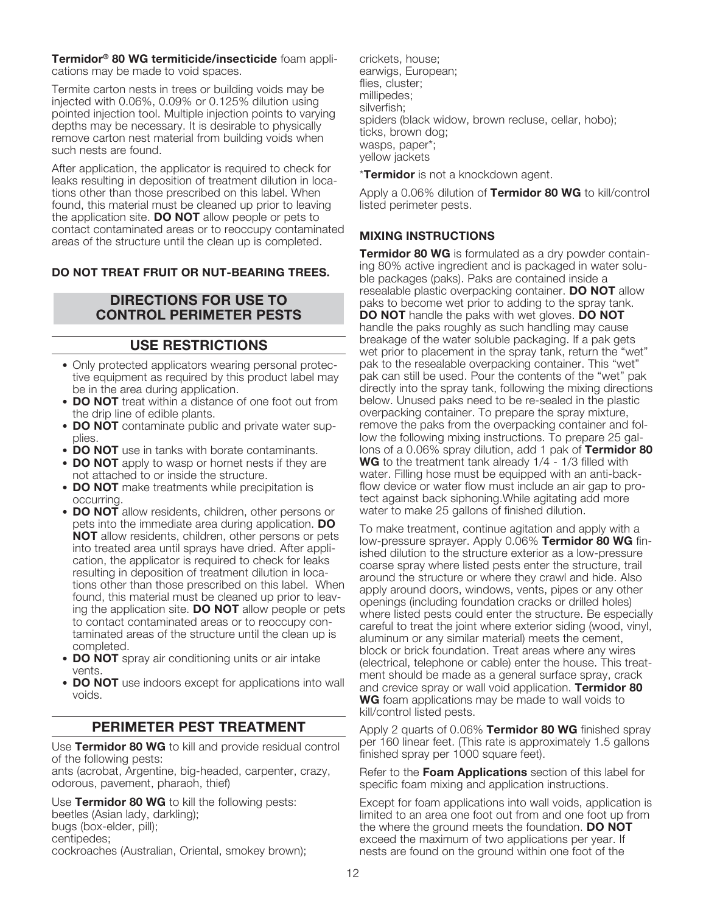**Termidor® 80 WG termiticide/insecticide** foam applications may be made to void spaces.

Termite carton nests in trees or building voids may be injected with 0.06%, 0.09% or 0.125% dilution using pointed injection tool. Multiple injection points to varying depths may be necessary. It is desirable to physically remove carton nest material from building voids when such nests are found.

After application, the applicator is required to check for leaks resulting in deposition of treatment dilution in locations other than those prescribed on this label. When found, this material must be cleaned up prior to leaving the application site. **DO NOT** allow people or pets to contact contaminated areas or to reoccupy contaminated areas of the structure until the clean up is completed.

**DO NOT TREAT FRUIT OR NUT-BEARING TREES.**

## DIRECTIONS FOR USE TO CONTROL PERIMETER PESTS

### USE RESTRICTIONS

- Only protected applicators wearing personal protective equipment as required by this product label may be in the area during application.
- **DO NOT** treat within a distance of one foot out from the drip line of edible plants.
- **DO NOT** contaminate public and private water supplies.
- **DO NOT** use in tanks with borate contaminants.
- **DO NOT** apply to wasp or hornet nests if they are not attached to or inside the structure.
- **DO NOT** make treatments while precipitation is occurring.
- **DO NOT** allow residents, children, other persons or pets into the immediate area during application. **DO NOT** allow residents, children, other persons or pets into treated area until sprays have dried. After application, the applicator is required to check for leaks resulting in deposition of treatment dilution in locations other than those prescribed on this label. When found, this material must be cleaned up prior to leaving the application site. **DO NOT** allow people or pets to contact contaminated areas or to reoccupy contaminated areas of the structure until the clean up is completed.
- **DO NOT** spray air conditioning units or air intake vents.
- **DO NOT** use indoors except for applications into wall voids.

### PERIMETER PEST TREATMENT

Use **Termidor 80 WG** to kill and provide residual control of the following pests:
ants (acrobat, Argentine, big-headed, carpenter, crazy, odorous, pavement, pharaoh, thief)

Use **Termidor 80 WG** to kill the following pests:
beetles (Asian lady, darkling);
bugs (box-elder, pill);
centipedes;
cockroaches (Australian, Oriental, smokey brown);
crickets, house;
earwigs, European;
flies, cluster;
millipedes;
silverfish;
spiders (black widow, brown recluse, cellar, hobo);
ticks, brown dog;
wasps, paper*;
yellow jackets

\***Termidor** is not a knockdown agent.

Apply a 0.06% dilution of **Termidor 80 WG** to kill/control listed perimeter pests.

### MIXING INSTRUCTIONS

**Termidor 80 WG** is formulated as a dry powder containing 80% active ingredient and is packaged in water soluble packages (paks). Paks are contained inside a resealable plastic overpacking container. **DO NOT** allow paks to become wet prior to adding to the spray tank. **DO NOT** handle the paks with wet gloves. **DO NOT** handle the paks roughly as such handling may cause breakage of the water soluble packaging. If a pak gets wet prior to placement in the spray tank, return the "wet" pak to the resealable overpacking container. This "wet" pak can still be used. Pour the contents of the "wet" pak directly into the spray tank, following the mixing directions below. Unused paks need to be re-sealed in the plastic overpacking container. To prepare the spray mixture, remove the paks from the overpacking container and follow the following mixing instructions. To prepare 25 gallons of a 0.06% spray dilution, add 1 pak of **Termidor 80 WG** to the treatment tank already 1/4 - 1/3 filled with water. Filling hose must be equipped with an anti-backflow device or water flow must include an air gap to protect against back siphoning.While agitating add more water to make 25 gallons of finished dilution.

To make treatment, continue agitation and apply with a low-pressure sprayer. Apply 0.06% **Termidor 80 WG** finished dilution to the structure exterior as a low-pressure coarse spray where listed pests enter the structure, trail around the structure or where they crawl and hide. Also apply around doors, windows, vents, pipes or any other openings (including foundation cracks or drilled holes) where listed pests could enter the structure. Be especially careful to treat the joint where exterior siding (wood, vinyl, aluminum or any similar material) meets the cement, block or brick foundation. Treat areas where any wires (electrical, telephone or cable) enter the house. This treatment should be made as a general surface spray, crack and crevice spray or wall void application. **Termidor 80 WG** foam applications may be made to wall voids to kill/control listed pests.

Apply 2 quarts of 0.06% **Termidor 80 WG** finished spray per 160 linear feet. (This rate is approximately 1.5 gallons finished spray per 1000 square feet).

Refer to the **Foam Applications** section of this label for specific foam mixing and application instructions.

Except for foam applications into wall voids, application is limited to an area one foot out from and one foot up from the where the ground meets the foundation. **DO NOT** exceed the maximum of two applications per year. If nests are found on the ground within one foot of the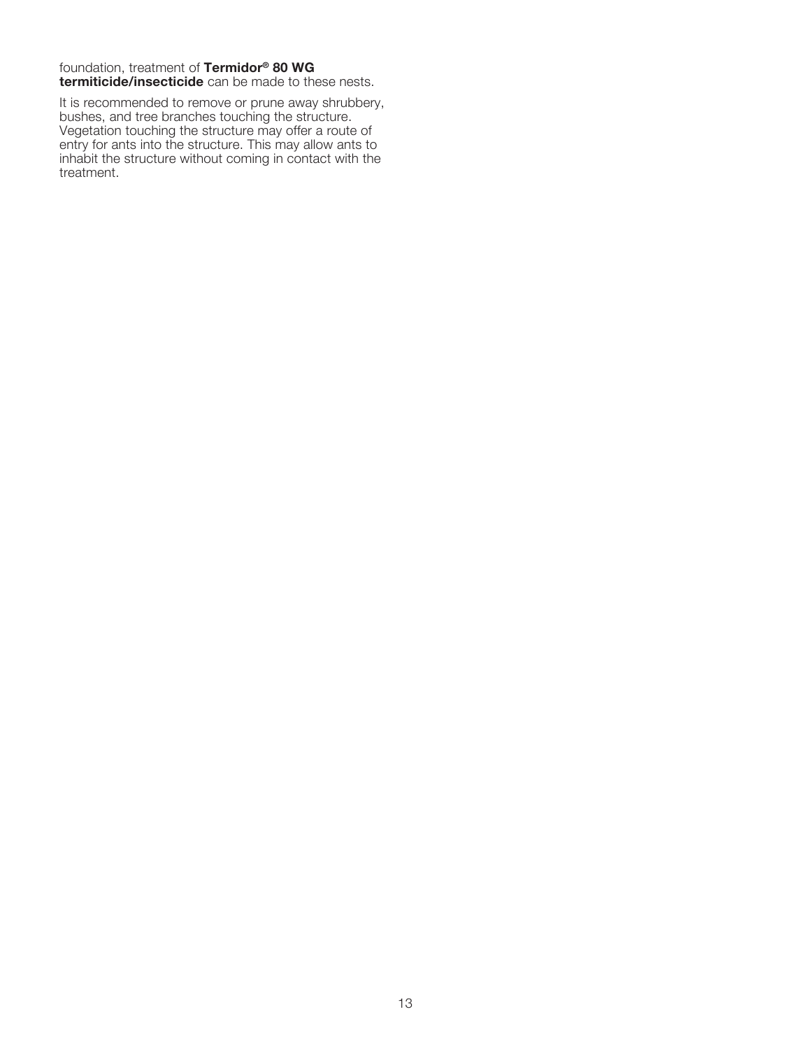foundation, treatment of **Termidor® 80 WG termiticide/insecticide** can be made to these nests.

It is recommended to remove or prune away shrubbery, bushes, and tree branches touching the structure. Vegetation touching the structure may offer a route of entry for ants into the structure. This may allow ants to inhabit the structure without coming in contact with the treatment.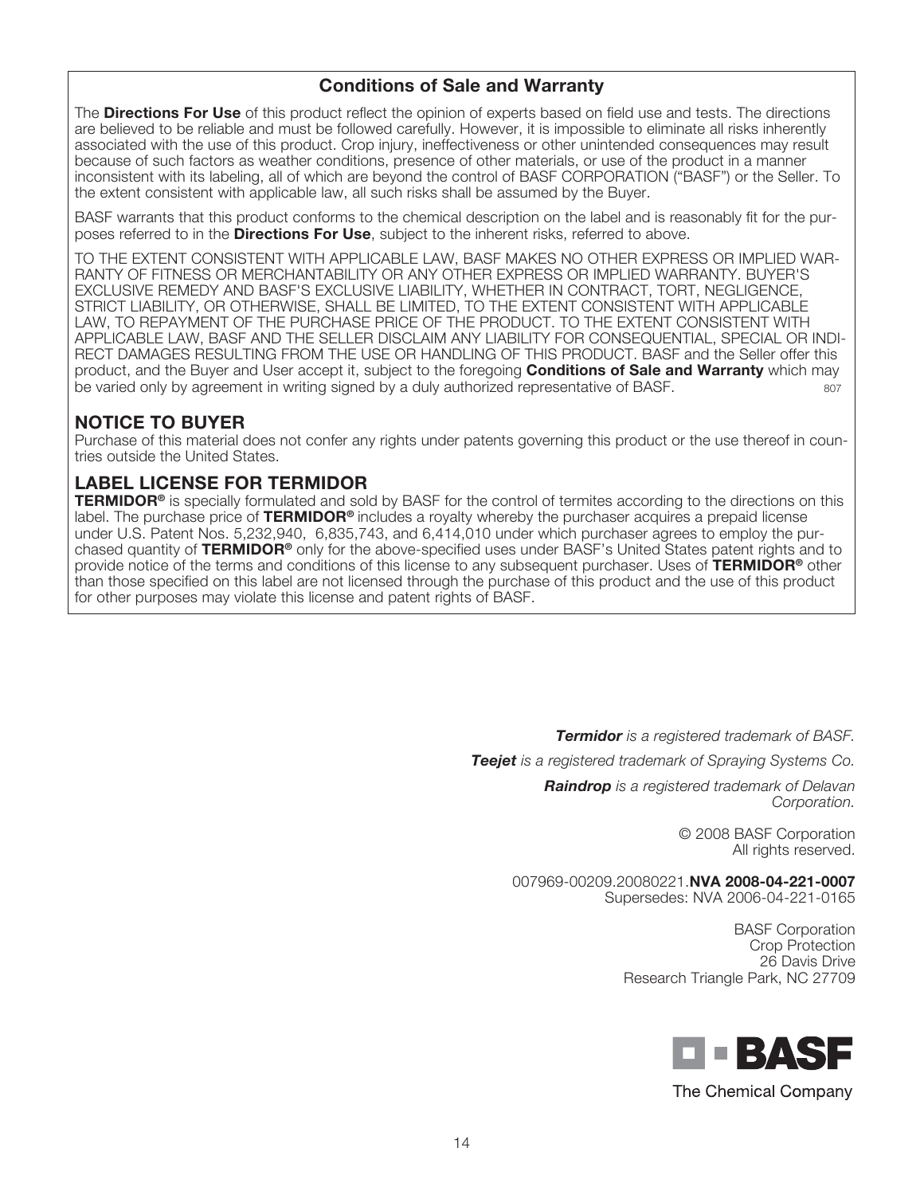## Conditions of Sale and Warranty

The **Directions For Use** of this product reflect the opinion of experts based on field use and tests. The directions are believed to be reliable and must be followed carefully. However, it is impossible to eliminate all risks inherently associated with the use of this product. Crop injury, ineffectiveness or other unintended consequences may result because of such factors as weather conditions, presence of other materials, or use of the product in a manner inconsistent with its labeling, all of which are beyond the control of BASF CORPORATION ("BASF") or the Seller. To the extent consistent with applicable law, all such risks shall be assumed by the Buyer.

BASF warrants that this product conforms to the chemical description on the label and is reasonably fit for the purposes referred to in the **Directions For Use**, subject to the inherent risks, referred to above.

TO THE EXTENT CONSISTENT WITH APPLICABLE LAW, BASF MAKES NO OTHER EXPRESS OR IMPLIED WARRANTY OF FITNESS OR MERCHANTABILITY OR ANY OTHER EXPRESS OR IMPLIED WARRANTY. BUYER'S EXCLUSIVE REMEDY AND BASF'S EXCLUSIVE LIABILITY, WHETHER IN CONTRACT, TORT, NEGLIGENCE, STRICT LIABILITY, OR OTHERWISE, SHALL BE LIMITED, TO THE EXTENT CONSISTENT WITH APPLICABLE LAW, TO REPAYMENT OF THE PURCHASE PRICE OF THE PRODUCT. TO THE EXTENT CONSISTENT WITH APPLICABLE LAW, BASF AND THE SELLER DISCLAIM ANY LIABILITY FOR CONSEQUENTIAL, SPECIAL OR INDIRECT DAMAGES RESULTING FROM THE USE OR HANDLING OF THIS PRODUCT. BASF and the Seller offer this product, and the Buyer and User accept it, subject to the foregoing **Conditions of Sale and Warranty** which may be varied only by agreement in writing signed by a duly authorized representative of BASF. 807

## NOTICE TO BUYER

Purchase of this material does not confer any rights under patents governing this product or the use thereof in countries outside the United States.

## LABEL LICENSE FOR TERMIDOR

**TERMIDOR®** is specially formulated and sold by BASF for the control of termites according to the directions on this label. The purchase price of **TERMIDOR®** includes a royalty whereby the purchaser acquires a prepaid license under U.S. Patent Nos. 5,232,940, 6,835,743, and 6,414,010 under which purchaser agrees to employ the purchased quantity of **TERMIDOR®** only for the above-specified uses under BASF's United States patent rights and to provide notice of the terms and conditions of this license to any subsequent purchaser. Uses of **TERMIDOR®** other than those specified on this label are not licensed through the purchase of this product and the use of this product for other purposes may violate this license and patent rights of BASF.

***Termidor*** *is a registered trademark of BASF.*

***Teejet*** *is a registered trademark of Spraying Systems Co.*

***Raindrop*** *is a registered trademark of Delavan Corporation.*

© 2008 BASF Corporation
All rights reserved.

007969-00209.20080221.**NVA 2008-04-221-0007**
Supersedes: NVA 2006-04-221-0165

BASF Corporation
Crop Protection
26 Davis Drive
Research Triangle Park, NC 27709

BASF
The Chemical Company